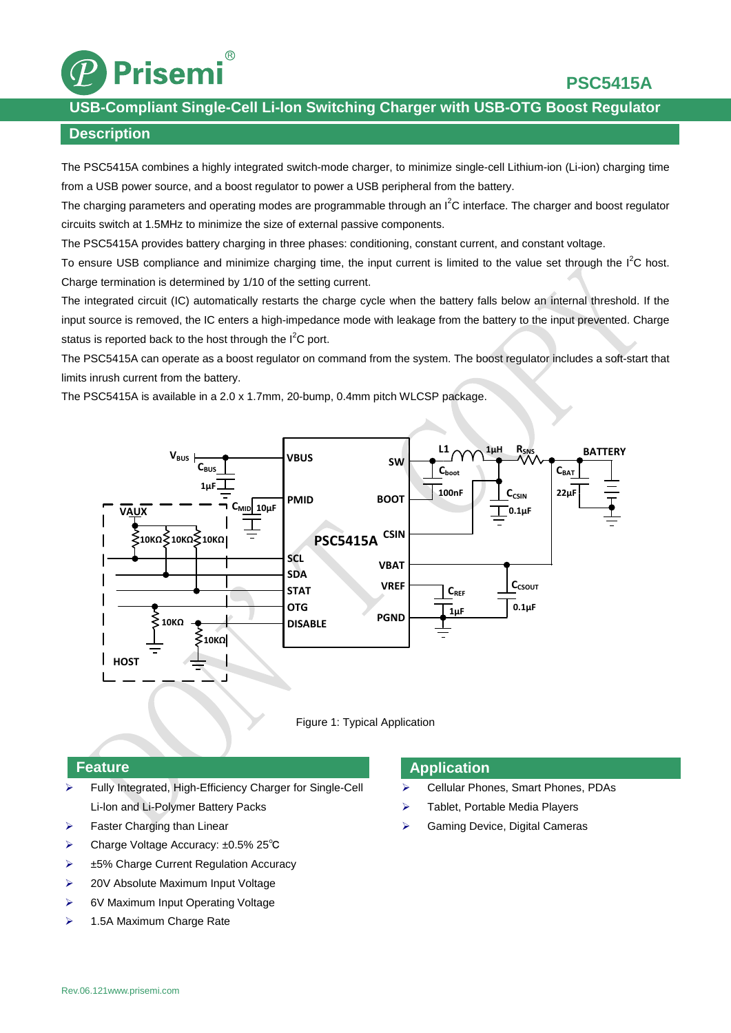# PSC5415A

## USB-Compliant Single-Cell Li-Ion Switching Charger with USB-OTG Boost Regulator

## Description

The PSC5415A combines a highly integrated switch-mode charger, to minimize single-cell Lithium-ion (Li-ion) charging time from a USB power source, and a boost regulator to power a USB peripheral from the battery.

The charging parameters and operating modes are programmable through an $I^2C$ interface. The charger and boost regulator circuits switch at 1.5MHz to minimize the size of external passive components.

The PSC5415A provides battery charging in three phases: conditioning, constant current, and constant voltage.

To ensure USB compliance and minimize charging time, the input current is limited to the value set through the $I^2C$ host. Charge termination is determined by 1/10 of the setting current.

The integrated circuit (IC) automatically restarts the charge cycle when the battery falls below an internal threshold. If the input source is removed, the IC enters a high-impedance mode with leakage from the battery to the input prevented. Charge status is reported back to the host through the $I^2C$ port.

The PSC5415A can operate as a boost regulator on command from the system. The boost regulator includes a soft-start that limits inrush current from the battery.

The PSC5415A is available in a 2.0 x 1.7mm, 20-bump, 0.4mm pitch WLCSP package.

Figure 1: Typical Application

## Feature

- Fully Integrated, High-Efficiency Charger for Single-Cell Li-Ion and Li-Polymer Battery Packs
- Faster Charging than Linear
- Charge Voltage Accuracy: ±0.5% 25℃
- ±5% Charge Current Regulation Accuracy
- 20V Absolute Maximum Input Voltage
- 6V Maximum Input Operating Voltage
- 1.5A Maximum Charge Rate

## Application

- Cellular Phones, Smart Phones, PDAs
- Tablet, Portable Media Players
- Gaming Device, Digital Cameras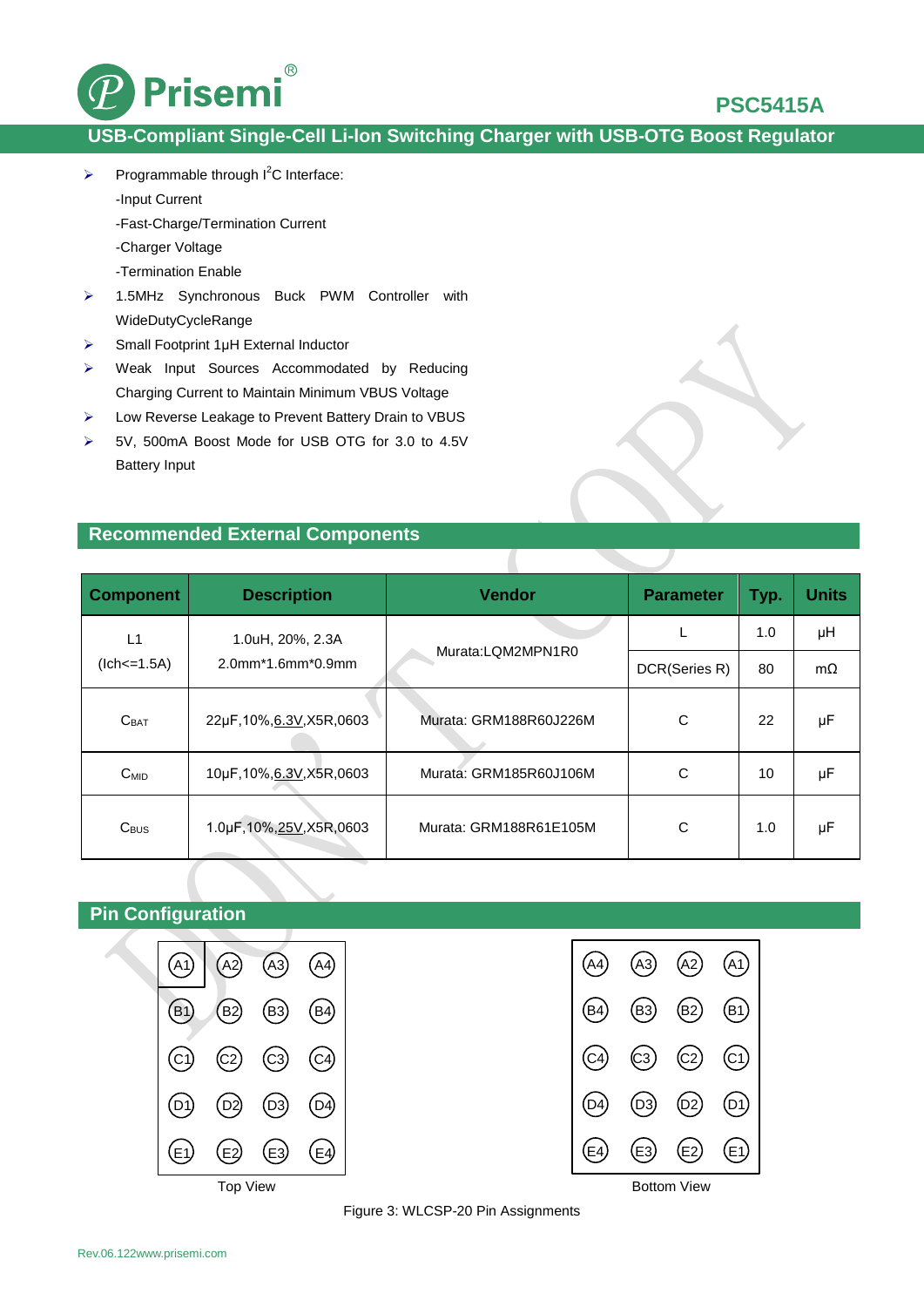- Programmable through I²C Interface:
  - -Input Current
  - -Fast-Charge/Termination Current
  - -Charger Voltage
  - -Termination Enable
- 1.5MHz Synchronous Buck PWM Controller with WideDutyCycleRange
- Small Footprint 1μH External Inductor
- Weak Input Sources Accommodated by Reducing Charging Current to Maintain Minimum VBUS Voltage
- Low Reverse Leakage to Prevent Battery Drain to VBUS
- 5V, 500mA Boost Mode for USB OTG for 3.0 to 4.5V Battery Input

## Recommended External Components

| Component | Description | Vendor | Parameter | Typ. | Units |
|---|---|---|---|---|---|
| L1 (Ich<=1.5A) | 1.0uH, 20%, 2.3A 2.0mm*1.6mm*0.9mm | Murata:LQM2MPN1R0 | L | 1.0 | μH |
| | | | DCR(Series R) | 80 | mΩ |
| $C_{BAT}$ | 22μF,10%,6.3V,X5R,0603 | Murata: GRM188R60J226M | C | 22 | μF |
| $C_{MID}$ | 10μF,10%,6.3V,X5R,0603 | Murata: GRM185R60J106M | C | 10 | μF |
| $C_{BUS}$ | 1.0μF,10%,25V,X5R,0603 | Murata: GRM188R61E105M | C | 1.0 | μF |

## Pin Configuration

**Top View**

| | | | |
|---|---|---|---|
| A1 | A2 | A3 | A4 |
| B1 | B2 | B3 | B4 |
| C1 | C2 | C3 | C4 |
| D1 | D2 | D3 | D4 |
| E1 | E2 | E3 | E4 |

**Bottom View**

| | | | |
|---|---|---|---|
| A4 | A3 | A2 | A1 |
| B4 | B3 | B2 | B1 |
| C4 | C3 | C2 | C1 |
| D4 | D3 | D2 | D1 |
| E4 | E3 | E2 | E1 |

Figure 3: WLCSP-20 Pin Assignments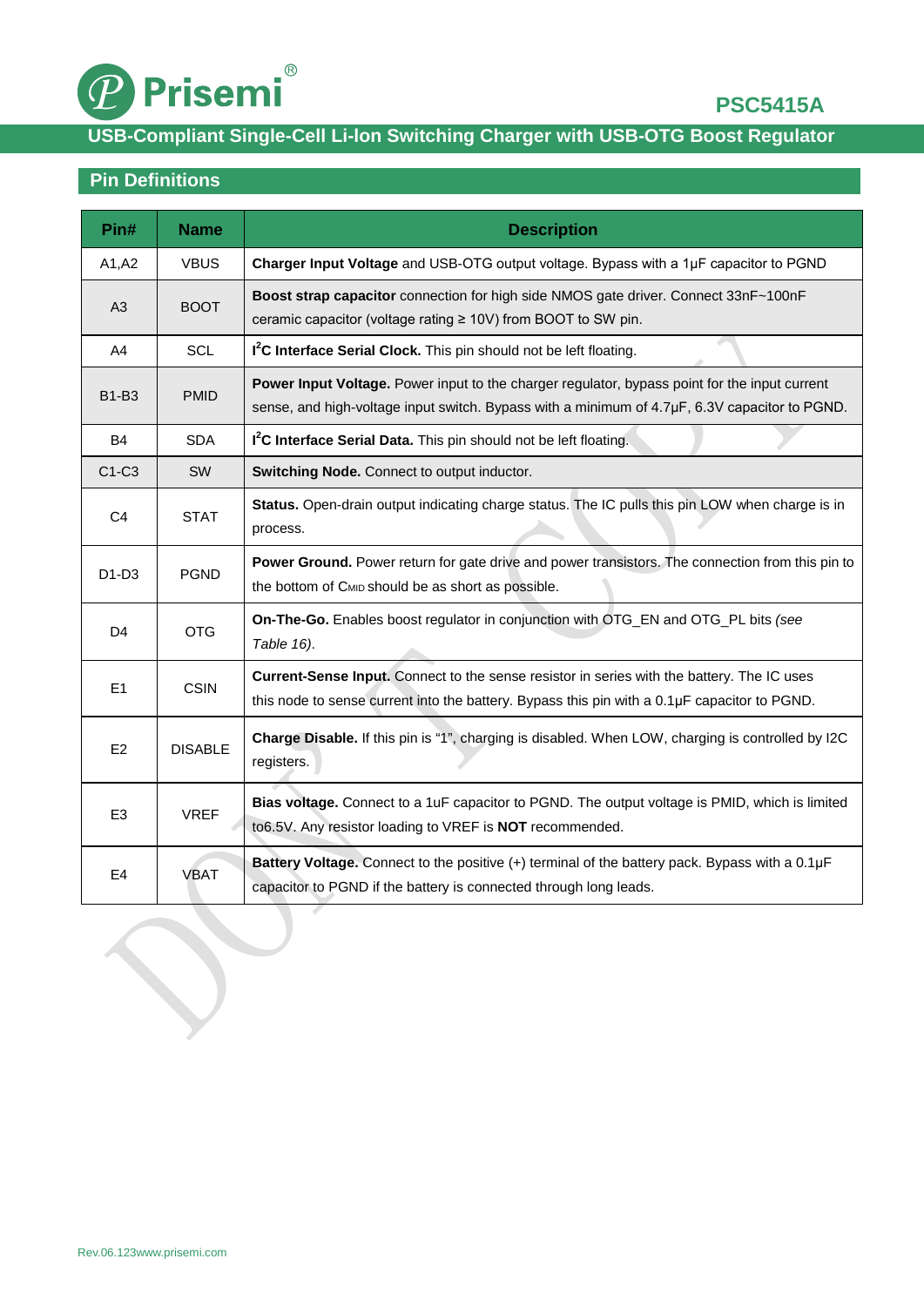## Pin Definitions

| Pin# | Name | Description |
|---|---|---|
| A1,A2 | VBUS | **Charger Input Voltage** and USB-OTG output voltage. Bypass with a 1μF capacitor to PGND |
| A3 | BOOT | **Boost strap capacitor** connection for high side NMOS gate driver. Connect 33nF~100nF ceramic capacitor (voltage rating ≥ 10V) from BOOT to SW pin. |
| A4 | SCL | **$I^2C$ Interface Serial Clock.** This pin should not be left floating. |
| B1-B3 | PMID | **Power Input Voltage.** Power input to the charger regulator, bypass point for the input current sense, and high-voltage input switch. Bypass with a minimum of 4.7μF, 6.3V capacitor to PGND. |
| B4 | SDA | **$I^2C$ Interface Serial Data.** This pin should not be left floating. |
| C1-C3 | SW | **Switching Node.** Connect to output inductor. |
| C4 | STAT | **Status.** Open-drain output indicating charge status. The IC pulls this pin LOW when charge is in process. |
| D1-D3 | PGND | **Power Ground.** Power return for gate drive and power transistors. The connection from this pin to the bottom of $C_{MID}$ should be as short as possible. |
| D4 | OTG | **On-The-Go.** Enables boost regulator in conjunction with OTG_EN and OTG_PL bits *(see Table 16)*. |
| E1 | CSIN | **Current-Sense Input.** Connect to the sense resistor in series with the battery. The IC uses this node to sense current into the battery. Bypass this pin with a 0.1μF capacitor to PGND. |
| E2 | DISABLE | **Charge Disable.** If this pin is "1", charging is disabled. When LOW, charging is controlled by I2C registers. |
| E3 | VREF | **Bias voltage.** Connect to a 1uF capacitor to PGND. The output voltage is PMID, which is limited to6.5V. Any resistor loading to VREF is **NOT** recommended. |
| E4 | VBAT | **Battery Voltage.** Connect to the positive (+) terminal of the battery pack. Bypass with a 0.1μF capacitor to PGND if the battery is connected through long leads. |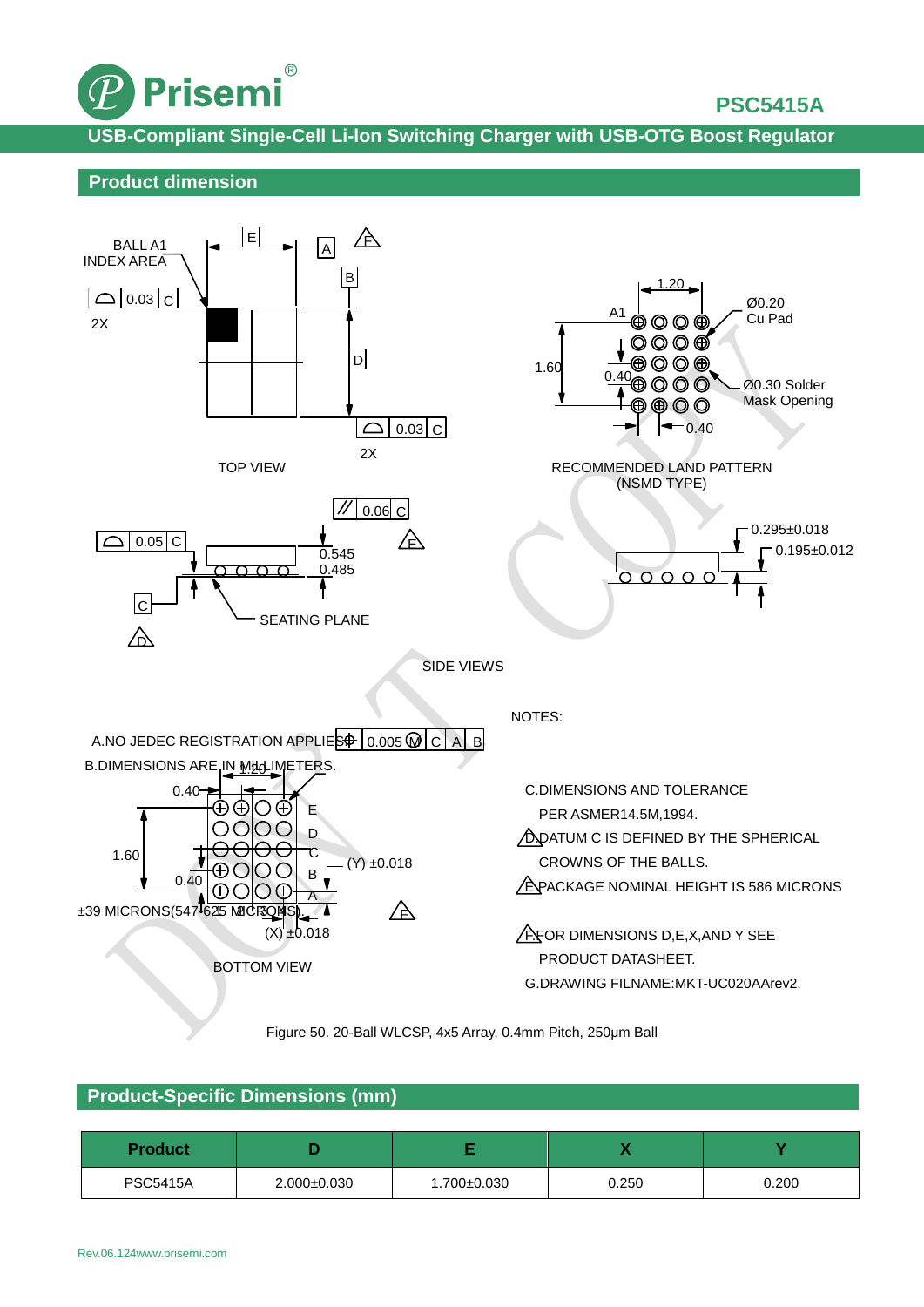## Product dimension

BALL A1 INDEX AREA

TOP VIEW

RECOMMENDED LAND PATTERN (NSMD TYPE)

SIDE VIEWS

SEATING PLANE

BOTTOM VIEW

NOTES:

A.NO JEDEC REGISTRATION APPLIES.

B.DIMENSIONS ARE IN MILLIMETERS.

C.DIMENSIONS AND TOLERANCE PER ASMER14.5M,1994.

D. DATUM C IS DEFINED BY THE SPHERICAL CROWNS OF THE BALLS.

E. PACKAGE NOMINAL HEIGHT IS 586 MICRONS ±39 MICRONS(547-625 MICRONS).

F. FOR DIMENSIONS D,E,X,AND Y SEE PRODUCT DATASHEET.

G.DRAWING FILNAME:MKT-UC020AArev2.

Figure 50. 20-Ball WLCSP, 4x5 Array, 0.4mm Pitch, 250µm Ball

## Product-Specific Dimensions (mm)

| Product | D | E | X | Y |
|---|---|---|---|---|
| PSC5415A | 2.000±0.030 | 1.700±0.030 | 0.250 | 0.200 |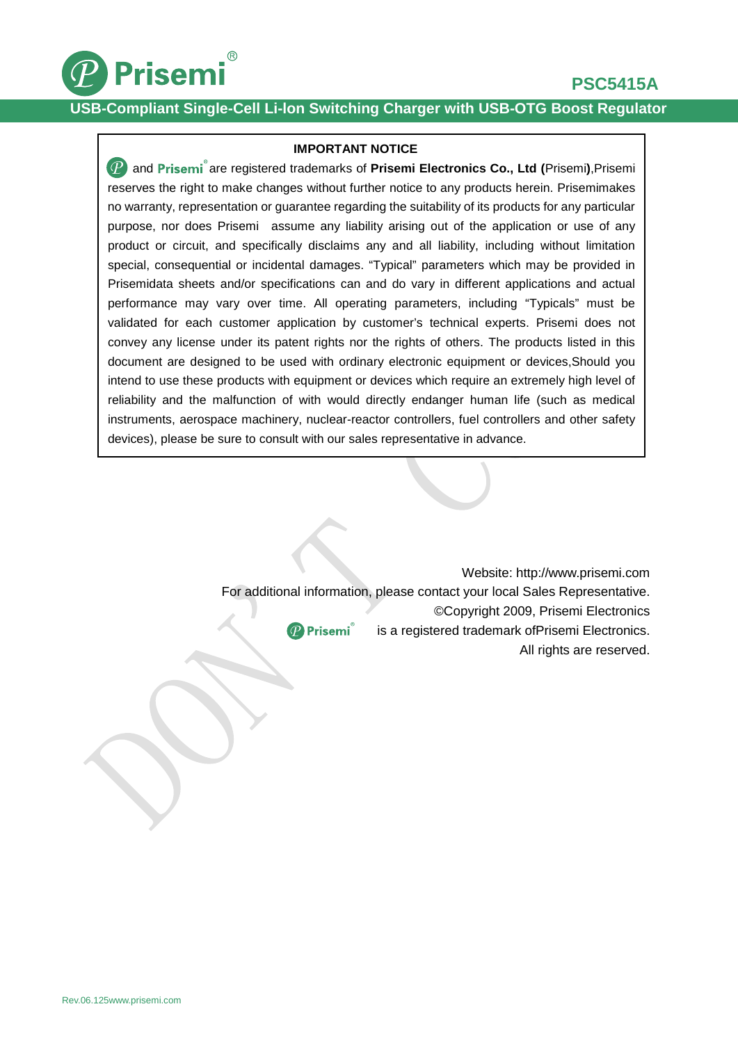## IMPORTANT NOTICE

and Prisemi are registered trademarks of **Prisemi Electronics Co., Ltd (**Prisemi**)**,Prisemi reserves the right to make changes without further notice to any products herein. Prisemimakes no warranty, representation or guarantee regarding the suitability of its products for any particular purpose, nor does Prisemi assume any liability arising out of the application or use of any product or circuit, and specifically disclaims any and all liability, including without limitation special, consequential or incidental damages. "Typical" parameters which may be provided in Prisemidata sheets and/or specifications can and do vary in different applications and actual performance may vary over time. All operating parameters, including "Typicals" must be validated for each customer application by customer's technical experts. Prisemi does not convey any license under its patent rights nor the rights of others. The products listed in this document are designed to be used with ordinary electronic equipment or devices,Should you intend to use these products with equipment or devices which require an extremely high level of reliability and the malfunction of with would directly endanger human life (such as medical instruments, aerospace machinery, nuclear-reactor controllers, fuel controllers and other safety devices), please be sure to consult with our sales representative in advance.

Website: http://www.prisemi.com

For additional information, please contact your local Sales Representative.

©Copyright 2009, Prisemi Electronics

Prisemi is a registered trademark ofPrisemi Electronics.

All rights are reserved.